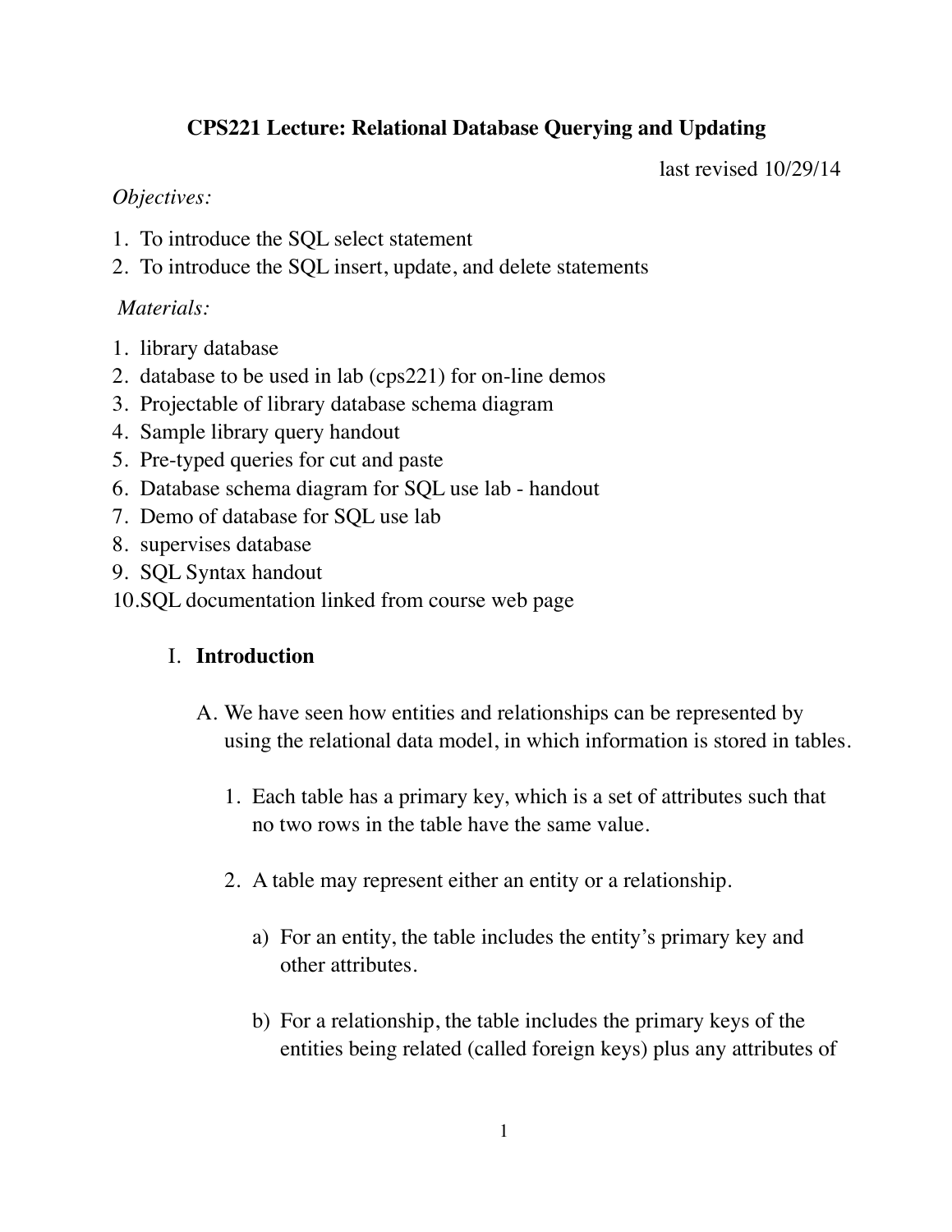# CPS221 Lecture: Relational Database Querying and Updating

last revised 10/29/14

*Objectives:*

1. To introduce the SQL select statement
2. To introduce the SQL insert, update, and delete statements

*Materials:*

1. library database
2. database to be used in lab (cps221) for on-line demos
3. Projectable of library database schema diagram
4. Sample library query handout
5. Pre-typed queries for cut and paste
6. Database schema diagram for SQL use lab - handout
7. Demo of database for SQL use lab
8. supervises database
9. SQL Syntax handout
10. SQL documentation linked from course web page

## I. Introduction

A. We have seen how entities and relationships can be represented by using the relational data model, in which information is stored in tables.

1. Each table has a primary key, which is a set of attributes such that no two rows in the table have the same value.

2. A table may represent either an entity or a relationship.

   a) For an entity, the table includes the entity's primary key and other attributes.

   b) For a relationship, the table includes the primary keys of the entities being related (called foreign keys) plus any attributes of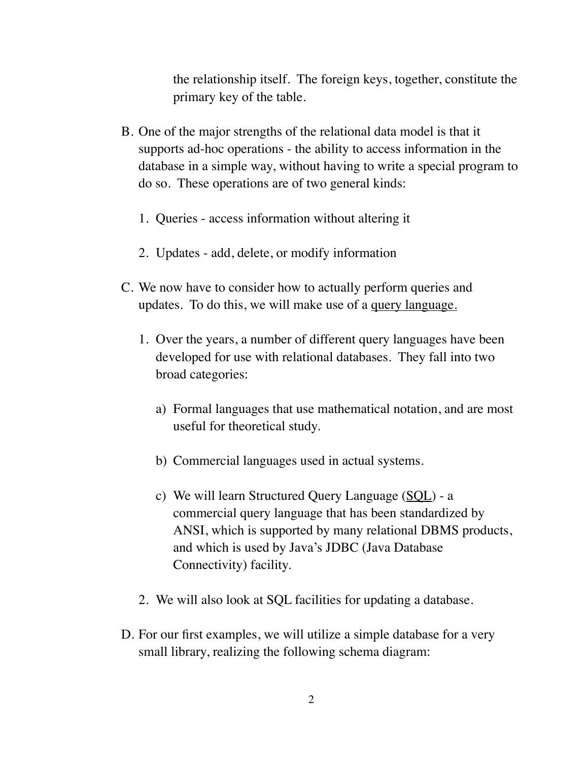the relationship itself. The foreign keys, together, constitute the primary key of the table.

B. One of the major strengths of the relational data model is that it supports ad-hoc operations - the ability to access information in the database in a simple way, without having to write a special program to do so. These operations are of two general kinds:

   1. Queries - access information without altering it

   2. Updates - add, delete, or modify information

C. We now have to consider how to actually perform queries and updates. To do this, we will make use of a <u>query language.</u>

   1. Over the years, a number of different query languages have been developed for use with relational databases. They fall into two broad categories:

      a) Formal languages that use mathematical notation, and are most useful for theoretical study.

      b) Commercial languages used in actual systems.

      c) We will learn Structured Query Language (<u>SQL</u>) - a commercial query language that has been standardized by ANSI, which is supported by many relational DBMS products, and which is used by Java's JDBC (Java Database Connectivity) facility.

   2. We will also look at SQL facilities for updating a database.

D. For our first examples, we will utilize a simple database for a very small library, realizing the following schema diagram: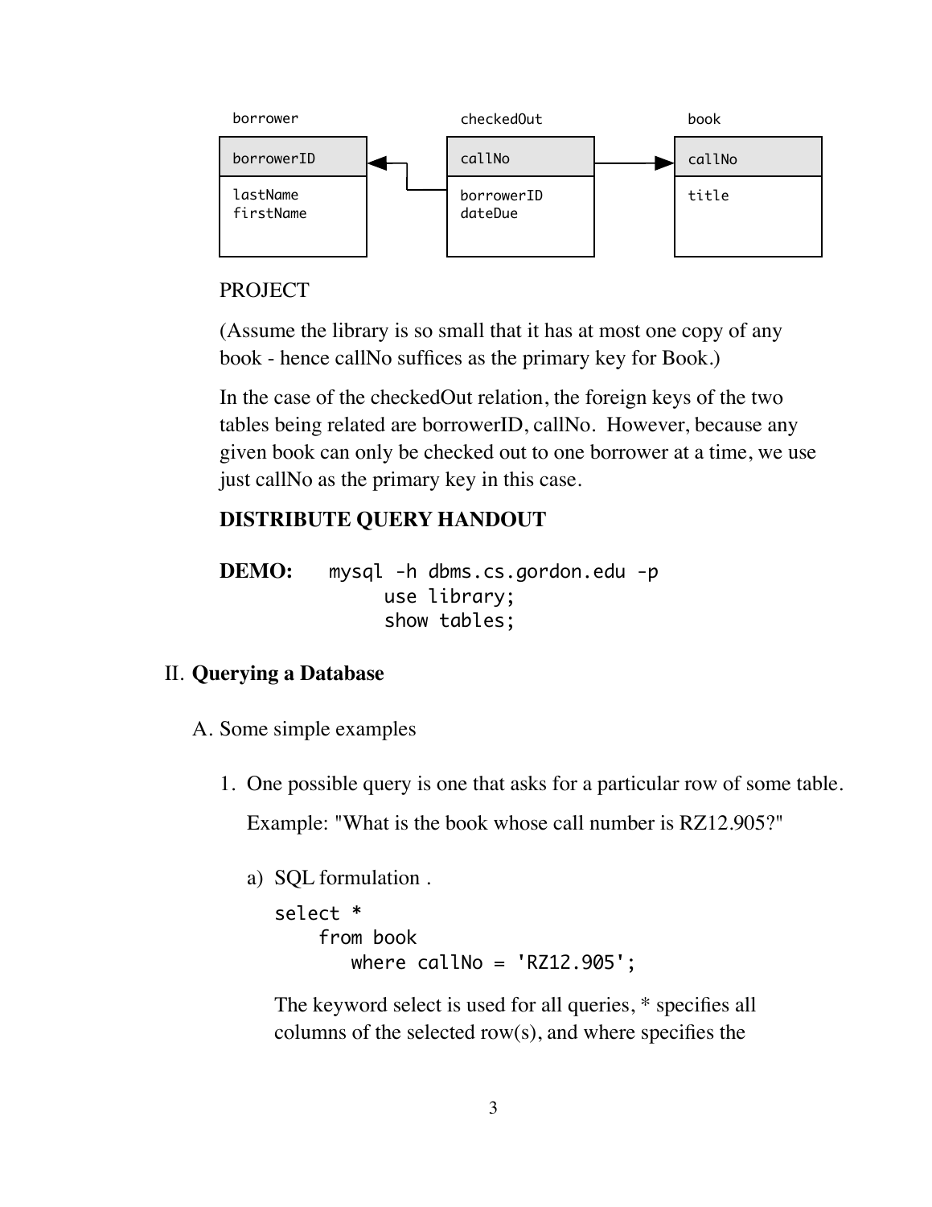```
borrower                    checkedOut                  book
+-------------+             +-------------+             +-------------+
| borrowerID  |<----+       | callNo      |------------>| callNo      |
+-------------+     |       +-------------+             +-------------+
| lastName    |     +-------| borrowerID  |             | title       |
| firstName   |             | dateDue     |             |             |
+-------------+             +-------------+             +-------------+
```

PROJECT

(Assume the library is so small that it has at most one copy of any book - hence callNo suffices as the primary key for Book.)

In the case of the checkedOut relation, the foreign keys of the two tables being related are borrowerID, callNo. However, because any given book can only be checked out to one borrower at a time, we use just callNo as the primary key in this case.

**DISTRIBUTE QUERY HANDOUT**

**DEMO:**

```
mysql -h dbms.cs.gordon.edu -p
      use library;
      show tables;
```

## II. Querying a Database

### A. Some simple examples

1. One possible query is one that asks for a particular row of some table.

   Example: "What is the book whose call number is RZ12.905?"

   a) SQL formulation .

   ```
   select *
       from book
          where callNo = 'RZ12.905';
   ```

   The keyword select is used for all queries, * specifies all columns of the selected row(s), and where specifies the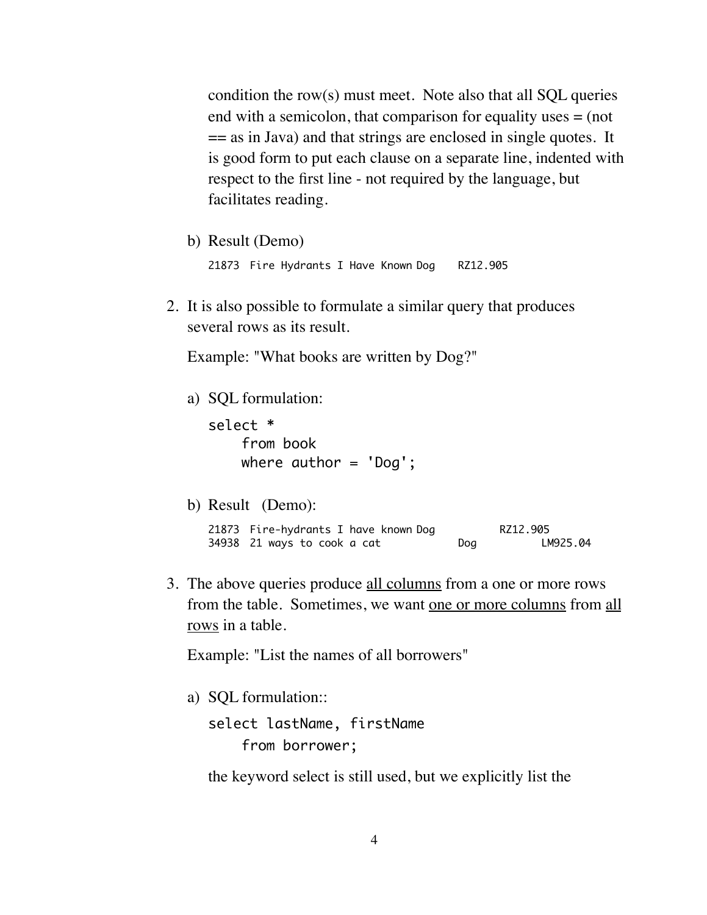condition the row(s) must meet. Note also that all SQL queries end with a semicolon, that comparison for equality uses = (not == as in Java) and that strings are enclosed in single quotes. It is good form to put each clause on a separate line, indented with respect to the first line - not required by the language, but facilitates reading.

b) Result (Demo)

```
21873  Fire Hydrants I Have Known Dog    RZ12.905
```

2. It is also possible to formulate a similar query that produces several rows as its result.

   Example: "What books are written by Dog?"

   a) SQL formulation:

   ```
   select *
       from book
       where author = 'Dog';
   ```

   b) Result (Demo):

   ```
   21873  Fire-hydrants I have known Dog          RZ12.905
   34938  21 ways to cook a cat            Dog          LM925.04
   ```

3. The above queries produce <u>all columns</u> from a one or more rows from the table. Sometimes, we want <u>one or more columns</u> from <u>all rows</u> in a table.

   Example: "List the names of all borrowers"

   a) SQL formulation::

   ```
   select lastName, firstName
       from borrower;
   ```

   the keyword select is still used, but we explicitly list the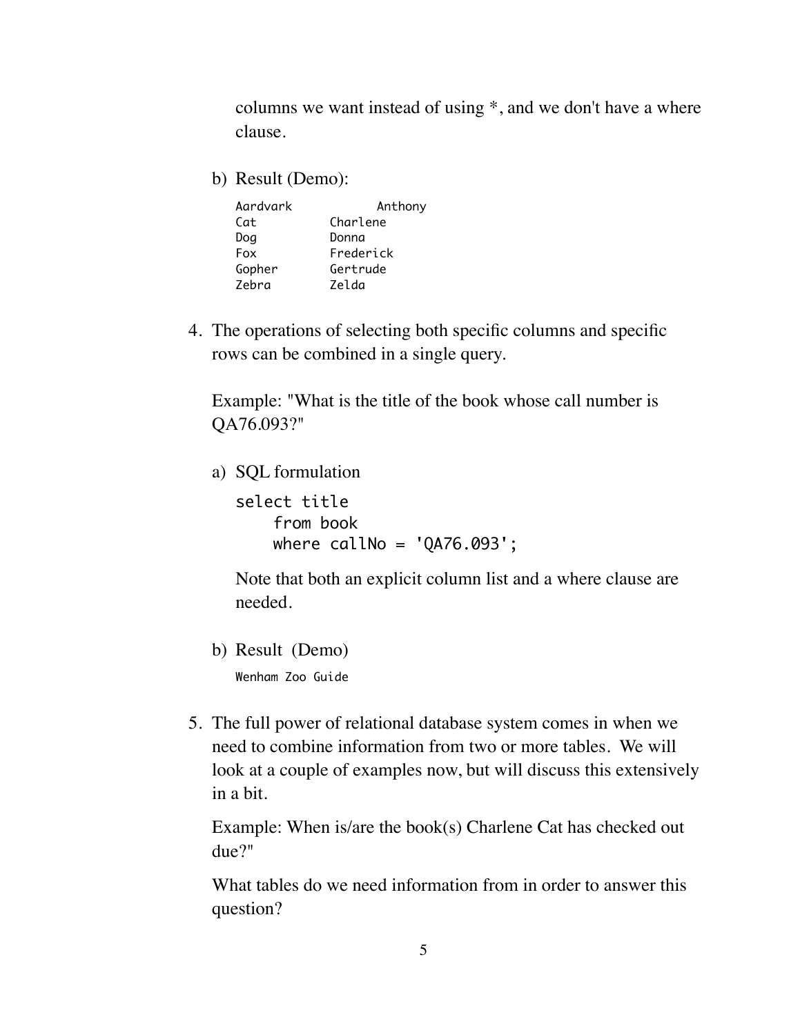columns we want instead of using *, and we don't have a where clause.

b) Result (Demo):

```
Aardvark         Anthony
Cat         Charlene
Dog         Donna
Fox         Frederick
Gopher      Gertrude
Zebra       Zelda
```

4. The operations of selecting both specific columns and specific rows can be combined in a single query.

   Example: "What is the title of the book whose call number is QA76.093?"

   a) SQL formulation

   ```
   select title
       from book
       where callNo = 'QA76.093';
   ```

   Note that both an explicit column list and a where clause are needed.

   b) Result (Demo)

   ```
   Wenham Zoo Guide
   ```

5. The full power of relational database system comes in when we need to combine information from two or more tables. We will look at a couple of examples now, but will discuss this extensively in a bit.

   Example: When is/are the book(s) Charlene Cat has checked out due?"

   What tables do we need information from in order to answer this question?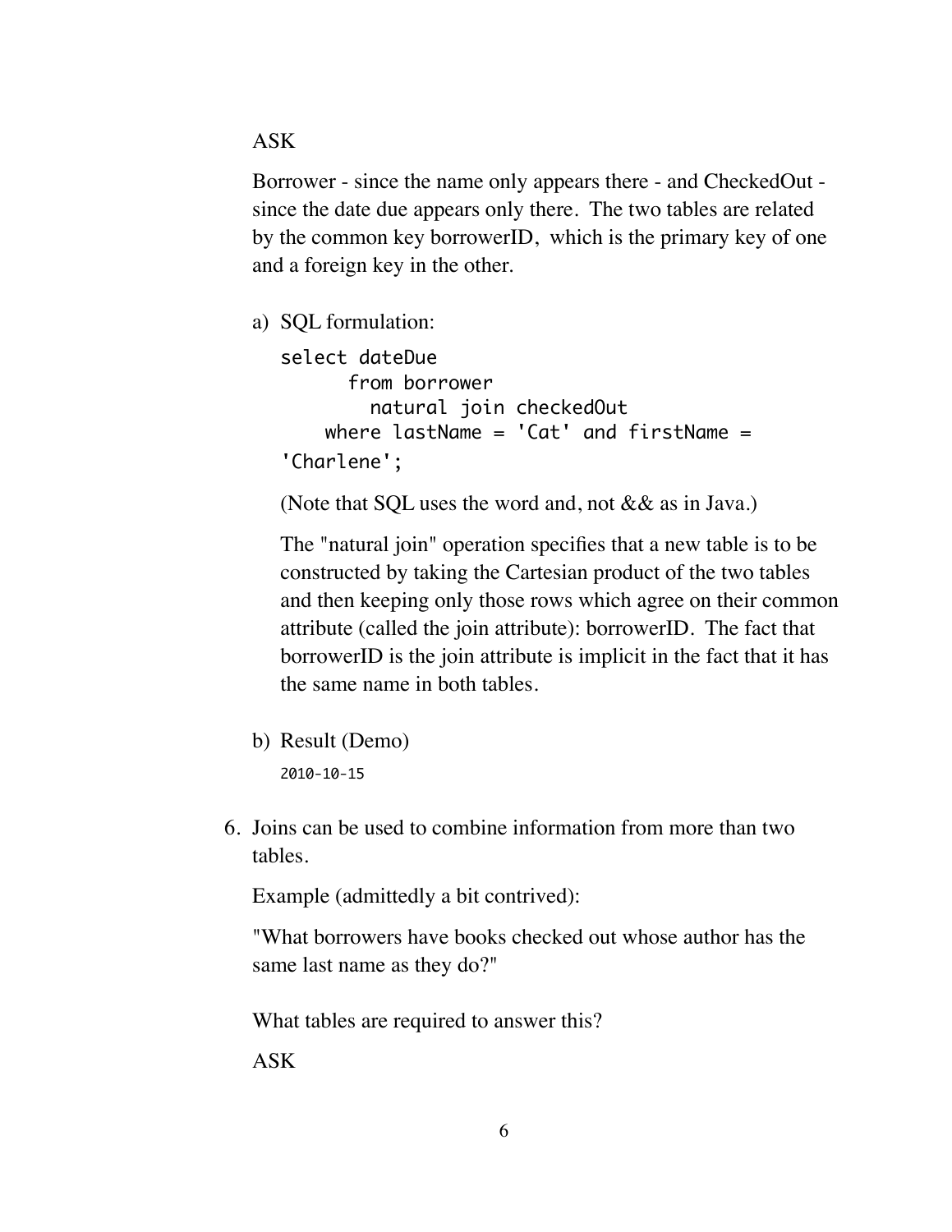ASK

Borrower - since the name only appears there - and CheckedOut - since the date due appears only there. The two tables are related by the common key borrowerID, which is the primary key of one and a foreign key in the other.

a) SQL formulation:

```
select dateDue
      from borrower
        natural join checkedOut
    where lastName = 'Cat' and firstName = 
'Charlene';
```

(Note that SQL uses the word and, not && as in Java.)

The "natural join" operation specifies that a new table is to be constructed by taking the Cartesian product of the two tables and then keeping only those rows which agree on their common attribute (called the join attribute): borrowerID. The fact that borrowerID is the join attribute is implicit in the fact that it has the same name in both tables.

b) Result (Demo)

```
2010-10-15
```

6. Joins can be used to combine information from more than two tables.

   Example (admittedly a bit contrived):

   "What borrowers have books checked out whose author has the same last name as they do?"

   What tables are required to answer this?

   ASK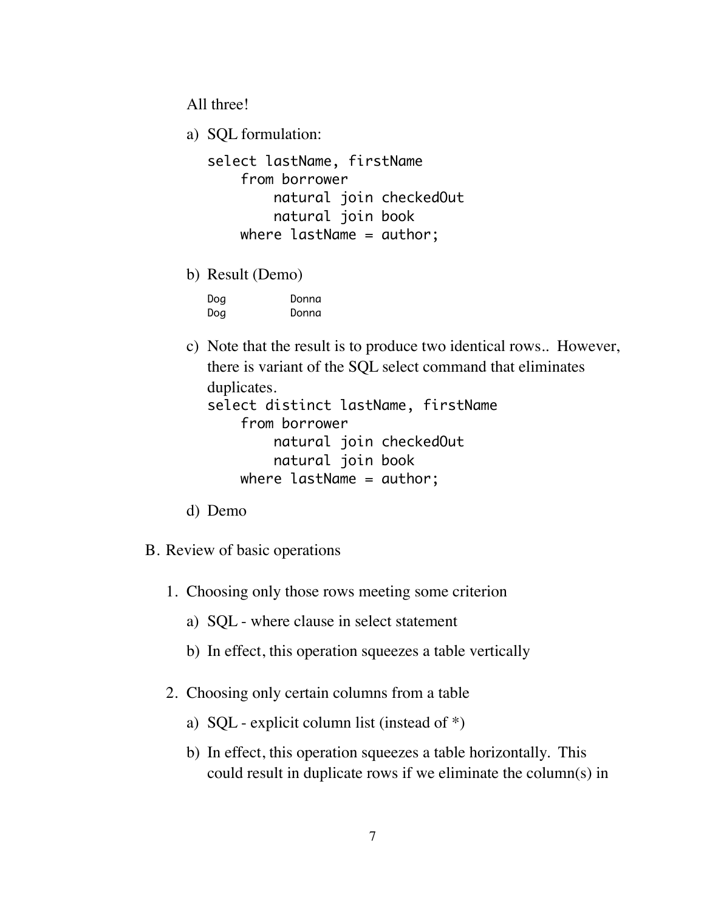All three!

a) SQL formulation:

```
select lastName, firstName
    from borrower
        natural join checkedOut
        natural join book
    where lastName = author;
```

b) Result (Demo)

```
Dog         Donna
Dog         Donna
```

c) Note that the result is to produce two identical rows.. However, there is variant of the SQL select command that eliminates duplicates.

```
select distinct lastName, firstName
    from borrower
        natural join checkedOut
        natural join book
    where lastName = author;
```

d) Demo

B. Review of basic operations

1. Choosing only those rows meeting some criterion

   a) SQL - where clause in select statement

   b) In effect, this operation squeezes a table vertically

2. Choosing only certain columns from a table

   a) SQL - explicit column list (instead of *)

   b) In effect, this operation squeezes a table horizontally. This could result in duplicate rows if we eliminate the column(s) in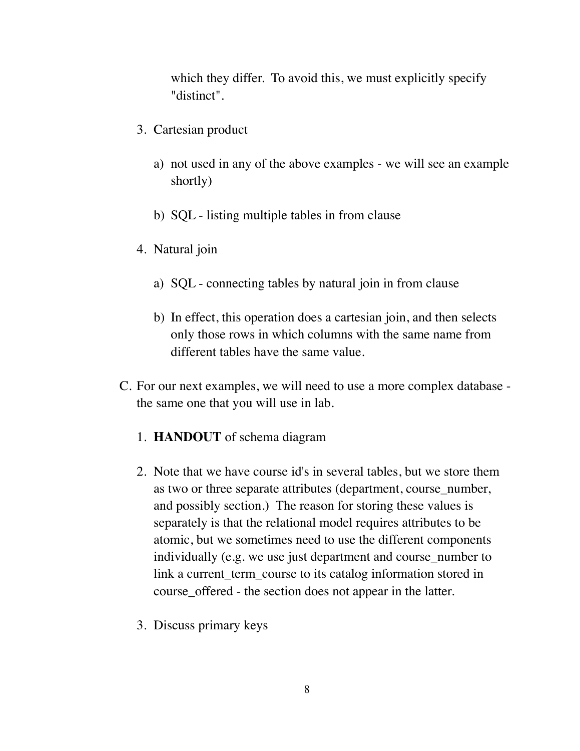which they differ. To avoid this, we must explicitly specify "distinct".

3. Cartesian product

    a) not used in any of the above examples - we will see an example shortly)

    b) SQL - listing multiple tables in from clause

4. Natural join

    a) SQL - connecting tables by natural join in from clause

    b) In effect, this operation does a cartesian join, and then selects only those rows in which columns with the same name from different tables have the same value.

C. For our next examples, we will need to use a more complex database - the same one that you will use in lab.

1. **HANDOUT** of schema diagram

2. Note that we have course id's in several tables, but we store them as two or three separate attributes (department, course_number, and possibly section.) The reason for storing these values is separately is that the relational model requires attributes to be atomic, but we sometimes need to use the different components individually (e.g. we use just department and course_number to link a current_term_course to its catalog information stored in course_offered - the section does not appear in the latter.

3. Discuss primary keys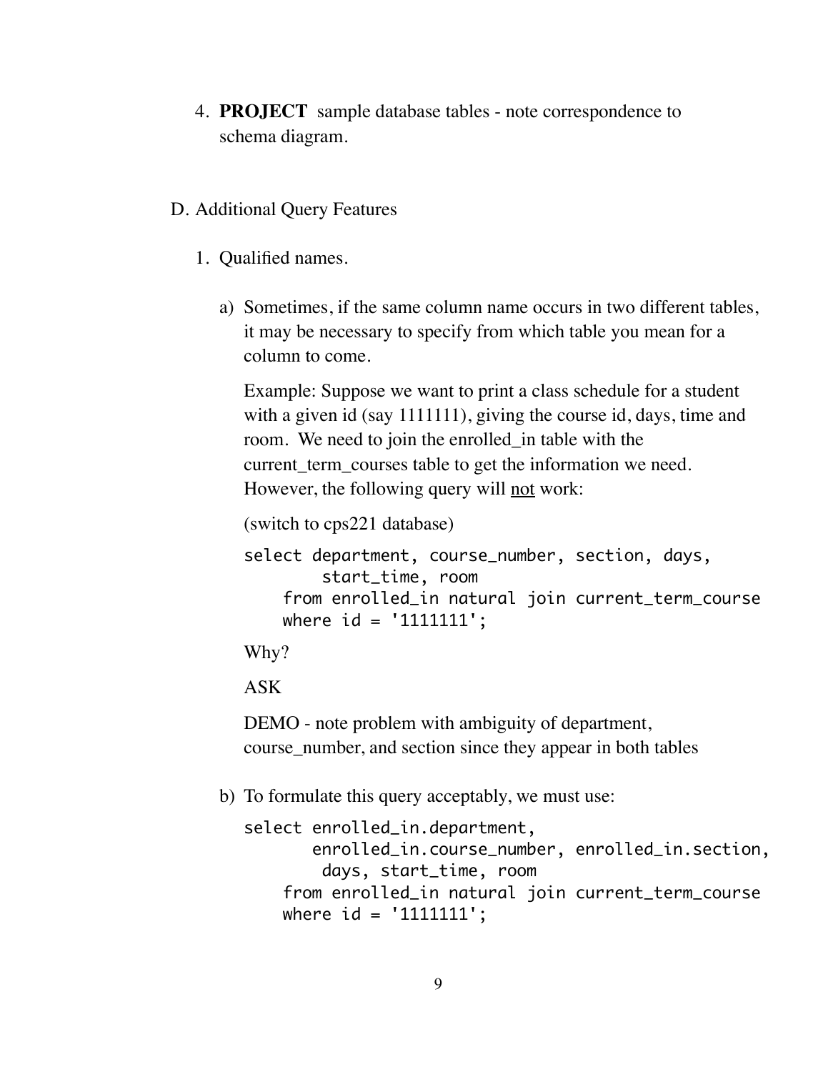4. **PROJECT** sample database tables - note correspondence to schema diagram.

D. Additional Query Features

1. Qualified names.

   a) Sometimes, if the same column name occurs in two different tables, it may be necessary to specify from which table you mean for a column to come.

      Example: Suppose we want to print a class schedule for a student with a given id (say 1111111), giving the course id, days, time and room. We need to join the enrolled_in table with the current_term_courses table to get the information we need. However, the following query will <u>not</u> work:

      (switch to cps221 database)

      ```
      select department, course_number, section, days,
              start_time, room
          from enrolled_in natural join current_term_course
          where id = '1111111';
      ```

      Why?

      ASK

      DEMO - note problem with ambiguity of department, course_number, and section since they appear in both tables

   b) To formulate this query acceptably, we must use:

      ```
      select enrolled_in.department,
             enrolled_in.course_number, enrolled_in.section,
              days, start_time, room
          from enrolled_in natural join current_term_course
          where id = '1111111';
      ```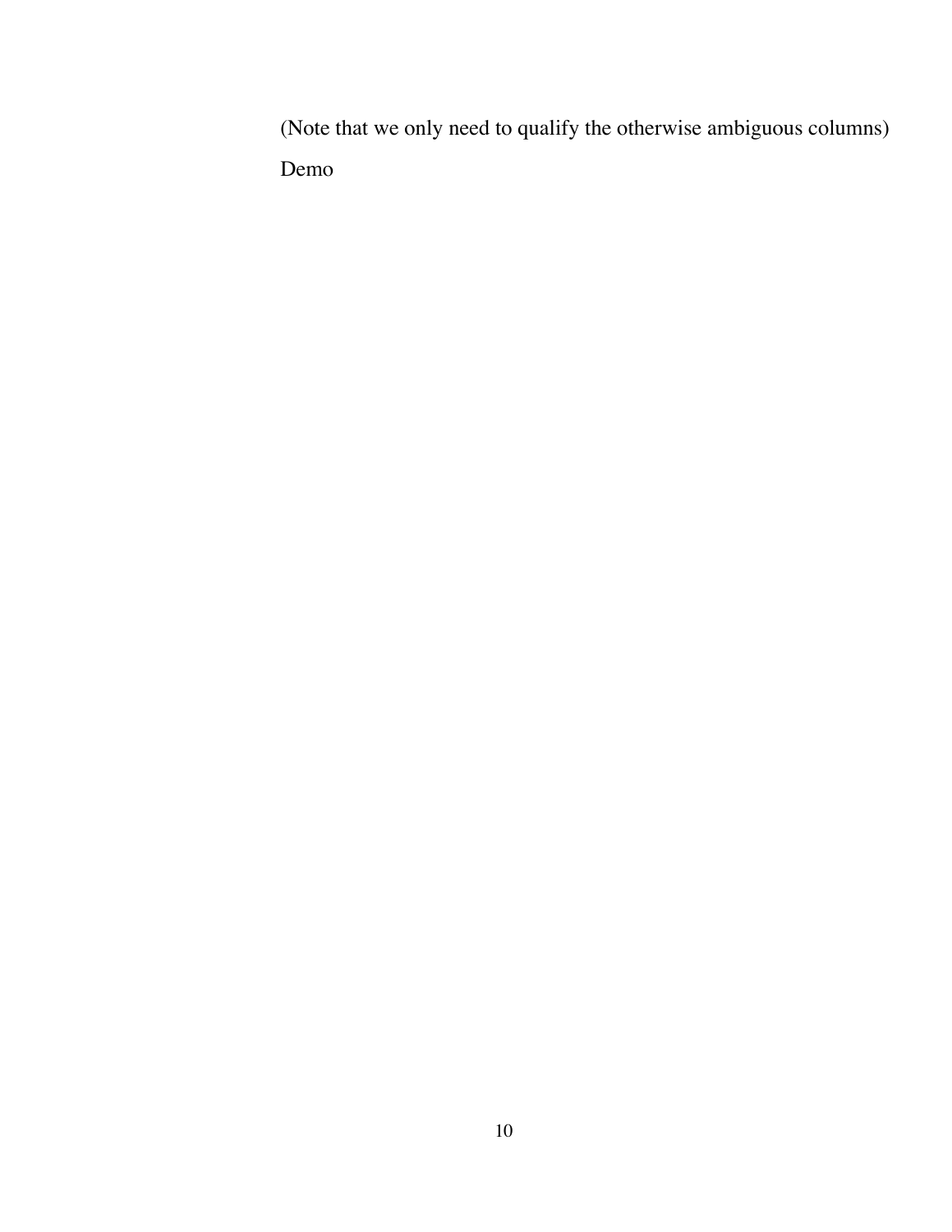(Note that we only need to qualify the otherwise ambiguous columns)

Demo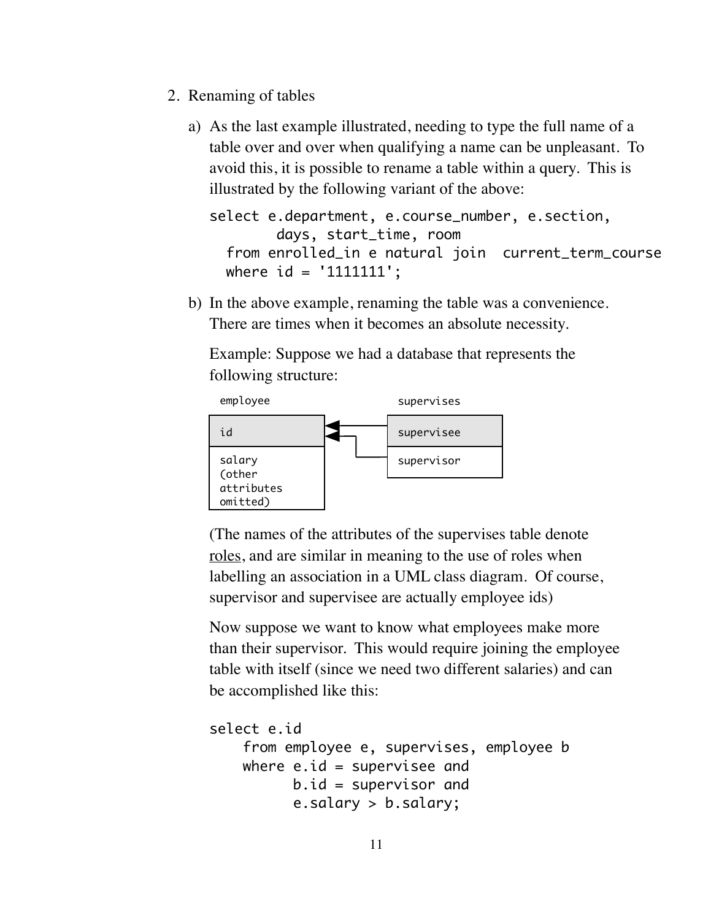2. Renaming of tables

   a) As the last example illustrated, needing to type the full name of a table over and over when qualifying a name can be unpleasant. To avoid this, it is possible to rename a table within a query. This is illustrated by the following variant of the above:

   ```
   select e.department, e.course_number, e.section,
           days, start_time, room
     from enrolled_in e natural join  current_term_course
     where id = '1111111';
   ```

   b) In the above example, renaming the table was a convenience. There are times when it becomes an absolute necessity.

   Example: Suppose we had a database that represents the following structure:

   | employee |
   | --- |
   | id |
   | salary (other attributes omitted) |

   | supervises |
   | --- |
   | supervisee |
   | supervisor |

   (The names of the attributes of the supervises table denote <u>roles</u>, and are similar in meaning to the use of roles when labelling an association in a UML class diagram. Of course, supervisor and supervisee are actually employee ids)

   Now suppose we want to know what employees make more than their supervisor. This would require joining the employee table with itself (since we need two different salaries) and can be accomplished like this:

   ```
   select e.id
       from employee e, supervises, employee b
       where e.id = supervisee and
             b.id = supervisor and
             e.salary > b.salary;
   ```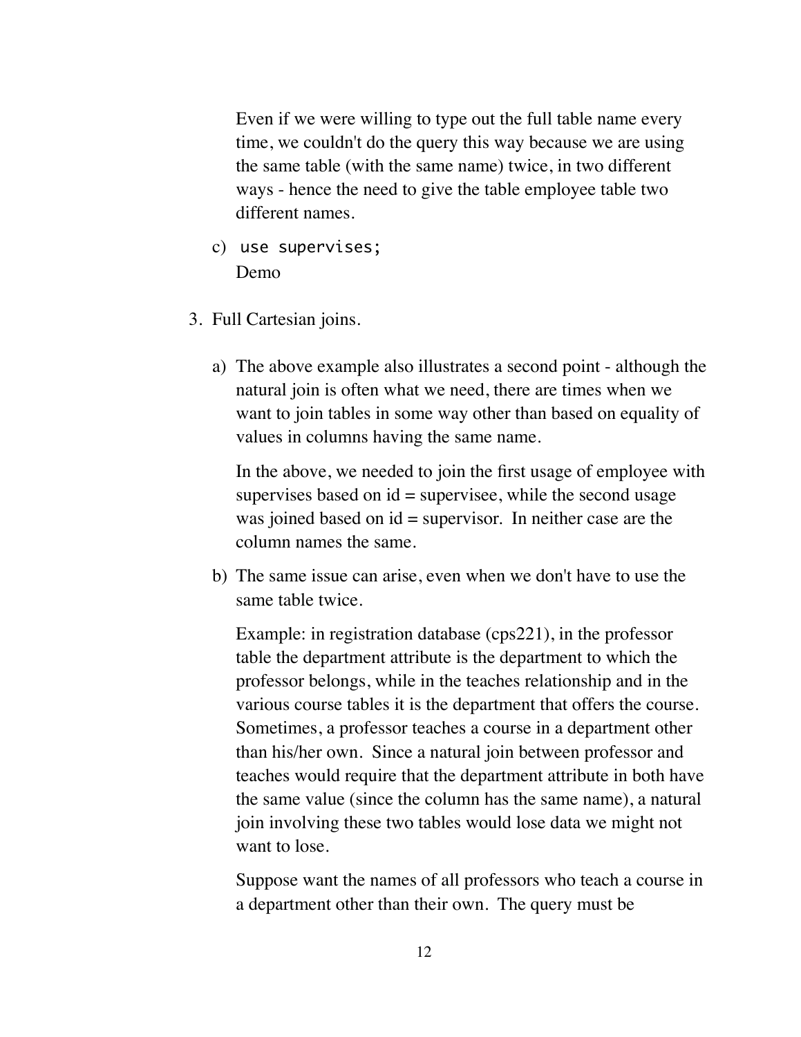Even if we were willing to type out the full table name every time, we couldn't do the query this way because we are using the same table (with the same name) twice, in two different ways - hence the need to give the table employee table two different names.

c) `use supervises;`
   Demo

3. Full Cartesian joins.

   a) The above example also illustrates a second point - although the natural join is often what we need, there are times when we want to join tables in some way other than based on equality of values in columns having the same name.

      In the above, we needed to join the first usage of employee with supervises based on id = supervisee, while the second usage was joined based on id = supervisor. In neither case are the column names the same.

   b) The same issue can arise, even when we don't have to use the same table twice.

      Example: in registration database (cps221), in the professor table the department attribute is the department to which the professor belongs, while in the teaches relationship and in the various course tables it is the department that offers the course. Sometimes, a professor teaches a course in a department other than his/her own. Since a natural join between professor and teaches would require that the department attribute in both have the same value (since the column has the same name), a natural join involving these two tables would lose data we might not want to lose.

      Suppose want the names of all professors who teach a course in a department other than their own. The query must be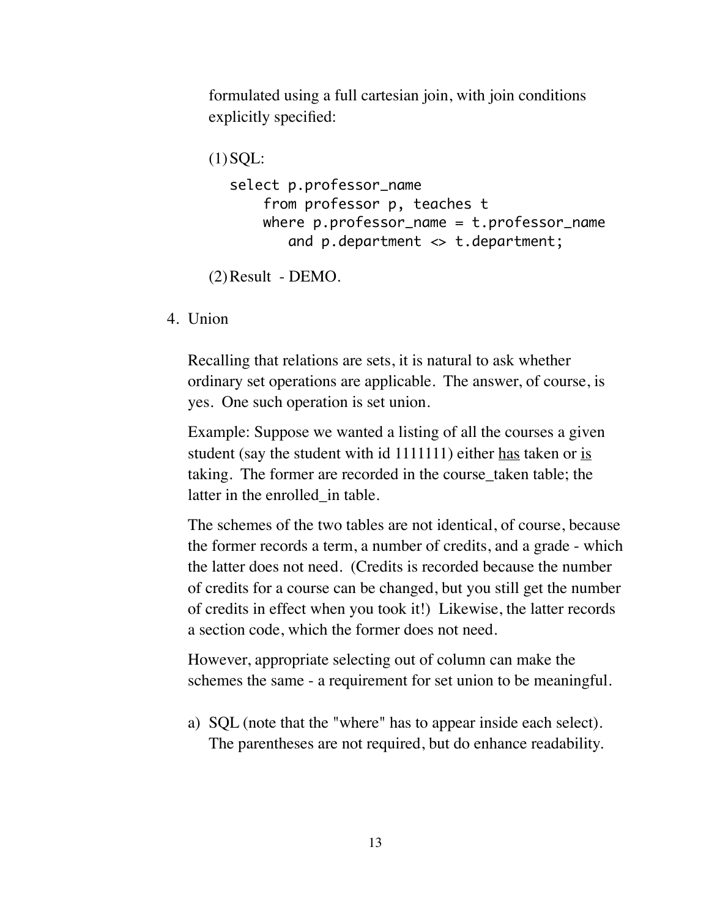formulated using a full cartesian join, with join conditions explicitly specified:

(1) SQL:

```
select p.professor_name
    from professor p, teaches t
    where p.professor_name = t.professor_name
       and p.department <> t.department;
```

(2) Result - DEMO.

4. Union

   Recalling that relations are sets, it is natural to ask whether ordinary set operations are applicable. The answer, of course, is yes. One such operation is set union.

   Example: Suppose we wanted a listing of all the courses a given student (say the student with id 1111111) either <u>has</u> taken or <u>is</u> taking. The former are recorded in the course_taken table; the latter in the enrolled_in table.

   The schemes of the two tables are not identical, of course, because the former records a term, a number of credits, and a grade - which the latter does not need. (Credits is recorded because the number of credits for a course can be changed, but you still get the number of credits in effect when you took it!) Likewise, the latter records a section code, which the former does not need.

   However, appropriate selecting out of column can make the schemes the same - a requirement for set union to be meaningful.

   a) SQL (note that the "where" has to appear inside each select). The parentheses are not required, but do enhance readability.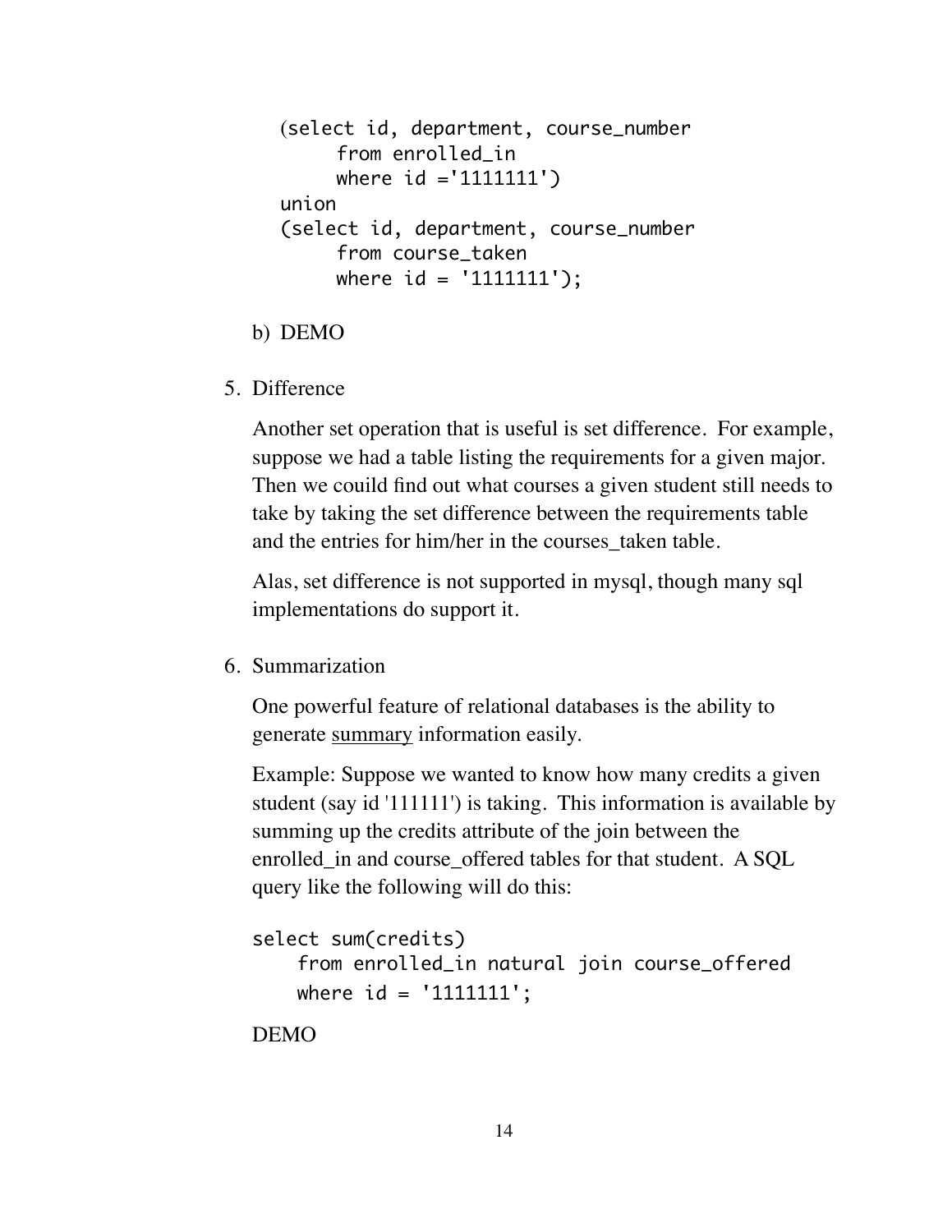```
(select id, department, course_number
     from enrolled_in
     where id ='1111111')
union
(select id, department, course_number
     from course_taken
     where id = '1111111');
```

b) DEMO

5. Difference

   Another set operation that is useful is set difference. For example, suppose we had a table listing the requirements for a given major. Then we couild find out what courses a given student still needs to take by taking the set difference between the requirements table and the entries for him/her in the courses_taken table.

   Alas, set difference is not supported in mysql, though many sql implementations do support it.

6. Summarization

   One powerful feature of relational databases is the ability to generate <u>summary</u> information easily.

   Example: Suppose we wanted to know how many credits a given student (say id '111111') is taking. This information is available by summing up the credits attribute of the join between the enrolled_in and course_offered tables for that student. A SQL query like the following will do this:

```
select sum(credits)
    from enrolled_in natural join course_offered
    where id = '1111111';
```

   DEMO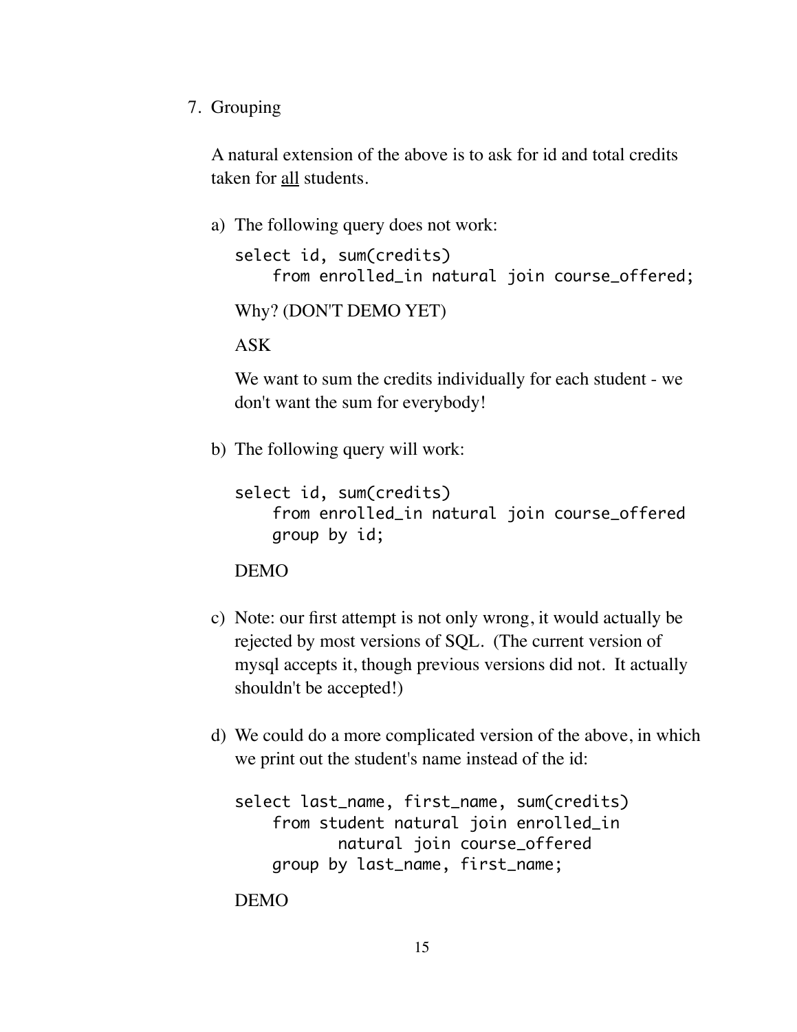7. Grouping

   A natural extension of the above is to ask for id and total credits taken for <u>all</u> students.

   a) The following query does not work:

   ```
   select id, sum(credits)
       from enrolled_in natural join course_offered;
   ```

   Why? (DON'T DEMO YET)

   ASK

   We want to sum the credits individually for each student - we don't want the sum for everybody!

   b) The following query will work:

   ```
   select id, sum(credits)
       from enrolled_in natural join course_offered
       group by id;
   ```

   DEMO

   c) Note: our first attempt is not only wrong, it would actually be rejected by most versions of SQL. (The current version of mysql accepts it, though previous versions did not. It actually shouldn't be accepted!)

   d) We could do a more complicated version of the above, in which we print out the student's name instead of the id:

   ```
   select last_name, first_name, sum(credits)
       from student natural join enrolled_in
              natural join course_offered
       group by last_name, first_name;
   ```

   DEMO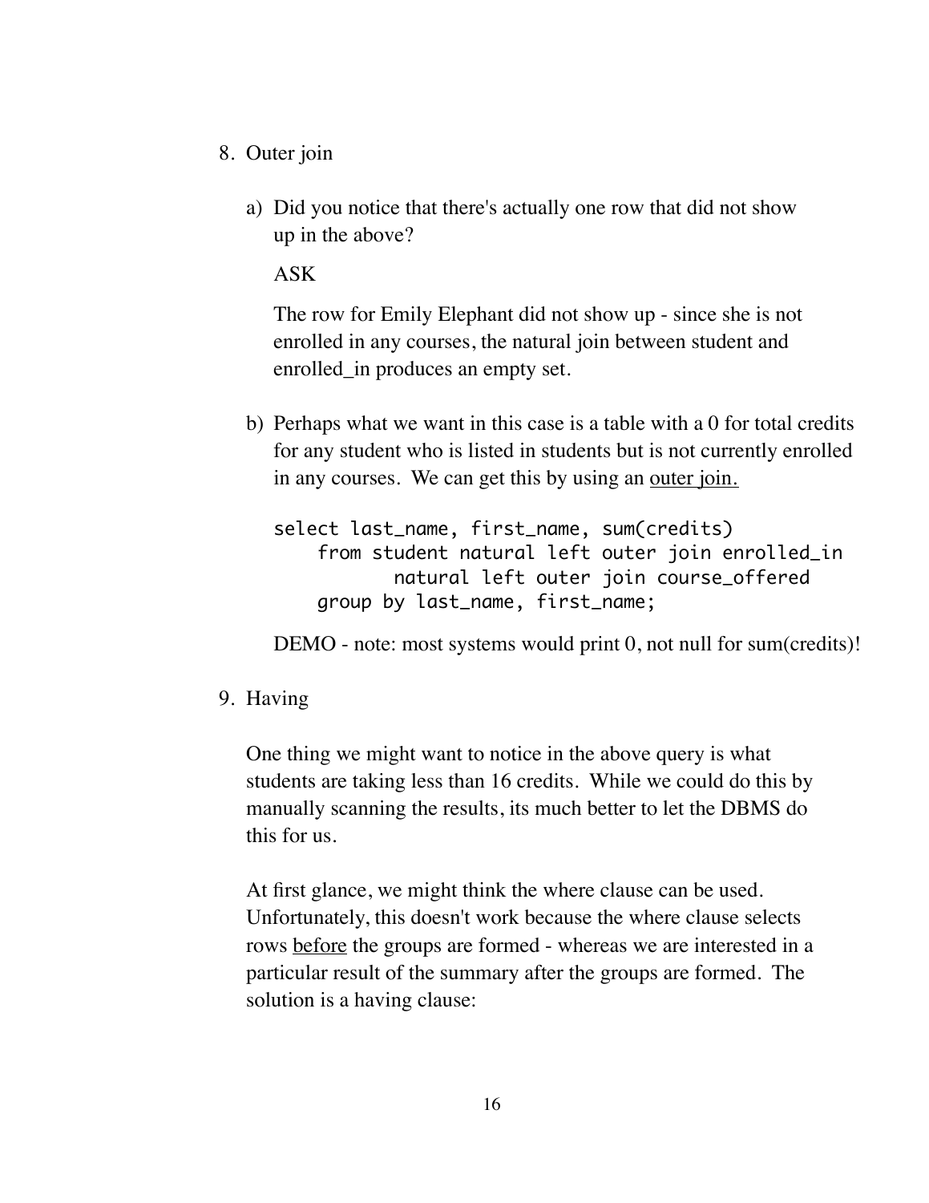8. Outer join

   a) Did you notice that there's actually one row that did not show up in the above?

      ASK

      The row for Emily Elephant did not show up - since she is not enrolled in any courses, the natural join between student and enrolled_in produces an empty set.

   b) Perhaps what we want in this case is a table with a 0 for total credits for any student who is listed in students but is not currently enrolled in any courses. We can get this by using an <u>outer join.</u>

      ```
      select last_name, first_name, sum(credits)
          from student natural left outer join enrolled_in
                 natural left outer join course_offered
          group by last_name, first_name;
      ```

      DEMO - note: most systems would print 0, not null for sum(credits)!

9. Having

   One thing we might want to notice in the above query is what students are taking less than 16 credits. While we could do this by manually scanning the results, its much better to let the DBMS do this for us.

   At first glance, we might think the where clause can be used. Unfortunately, this doesn't work because the where clause selects rows <u>before</u> the groups are formed - whereas we are interested in a particular result of the summary after the groups are formed. The solution is a having clause: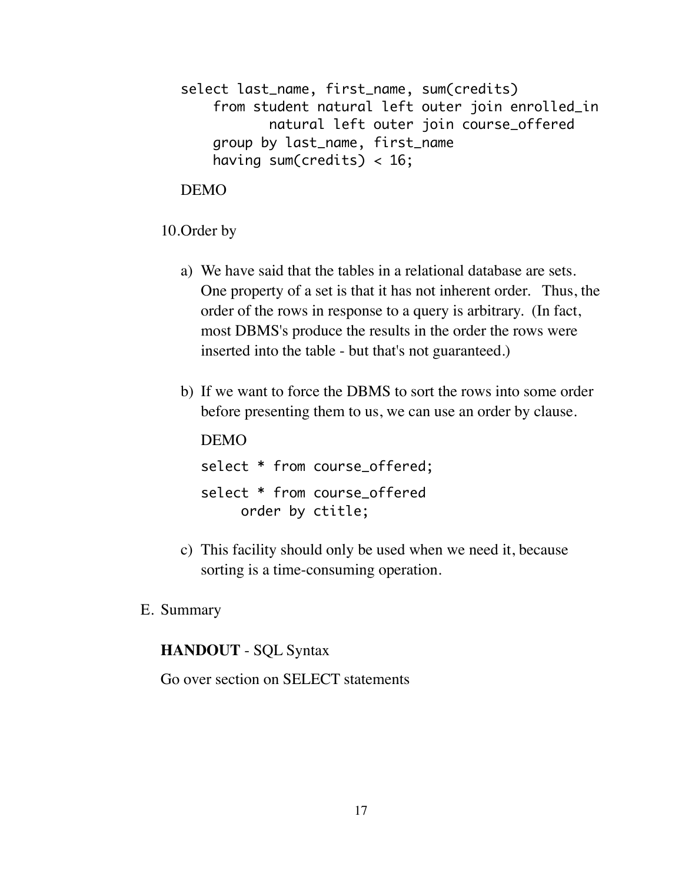```
select last_name, first_name, sum(credits)
    from student natural left outer join enrolled_in
            natural left outer join course_offered
    group by last_name, first_name
    having sum(credits) < 16;
```

DEMO

10. Order by

a) We have said that the tables in a relational database are sets. One property of a set is that it has not inherent order. Thus, the order of the rows in response to a query is arbitrary. (In fact, most DBMS's produce the results in the order the rows were inserted into the table - but that's not guaranteed.)

b) If we want to force the DBMS to sort the rows into some order before presenting them to us, we can use an order by clause.

DEMO

```
select * from course_offered;
```

```
select * from course_offered
    order by ctitle;
```

c) This facility should only be used when we need it, because sorting is a time-consuming operation.

E. Summary

**HANDOUT** - SQL Syntax

Go over section on SELECT statements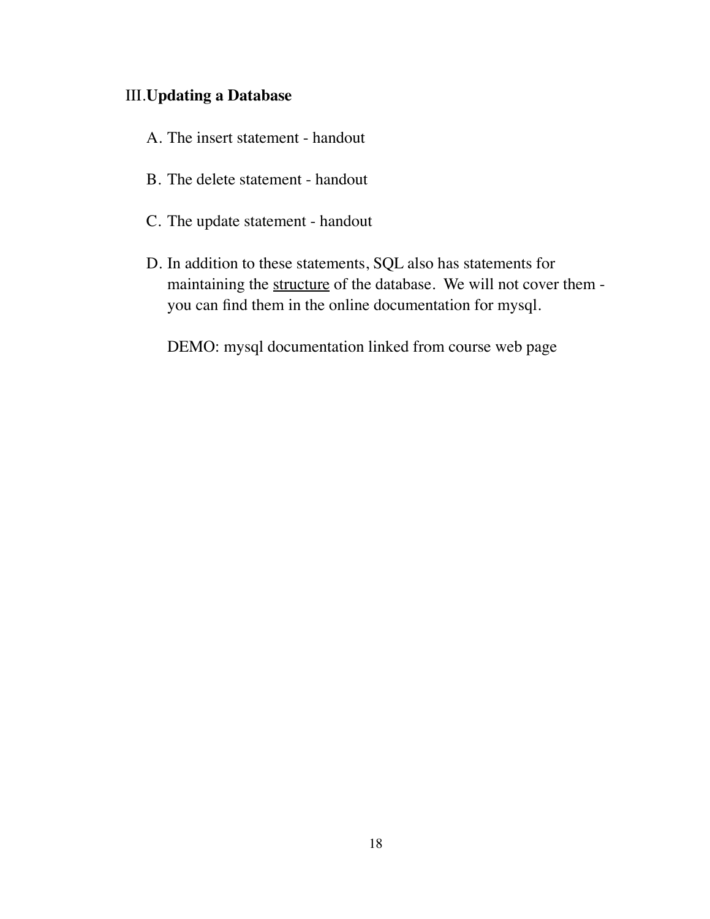## III. **Updating a Database**

A. The insert statement - handout

B. The delete statement - handout

C. The update statement - handout

D. In addition to these statements, SQL also has statements for maintaining the <u>structure</u> of the database. We will not cover them - you can find them in the online documentation for mysql.

   DEMO: mysql documentation linked from course web page